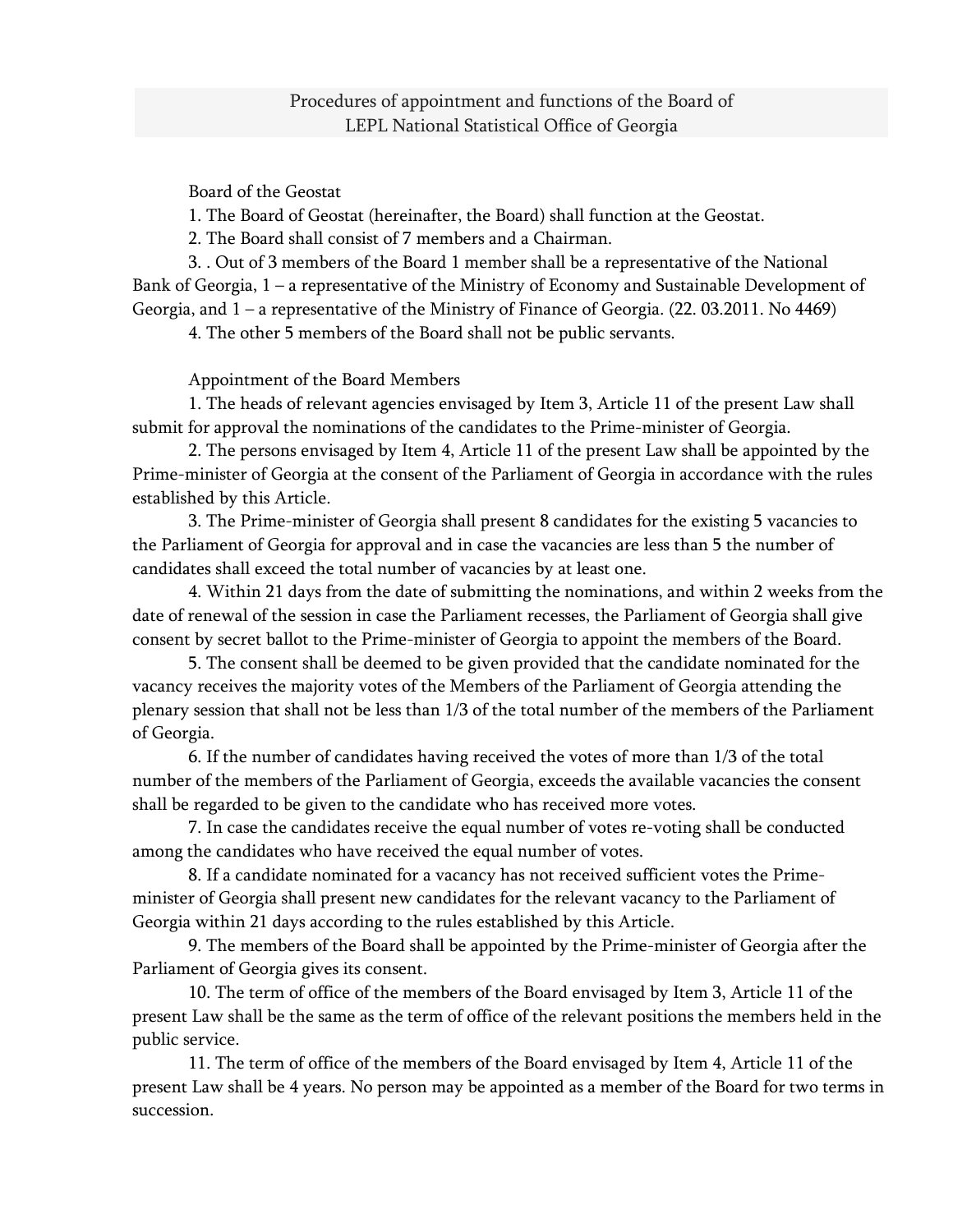# Procedures of appointment and functions of the Board of LEPL National Statistical Office of Georgia

## Board of the Geostat

1. The Board of Geostat (hereinafter, the Board) shall function at the Geostat.
2. The Board shall consist of 7 members and a Chairman.
3. . Out of 3 members of the Board 1 member shall be a representative of the National Bank of Georgia, 1 – a representative of the Ministry of Economy and Sustainable Development of Georgia, and 1 – a representative of the Ministry of Finance of Georgia. (22. 03.2011. No 4469)
4. The other 5 members of the Board shall not be public servants.

## Appointment of the Board Members

1. The heads of relevant agencies envisaged by Item 3, Article 11 of the present Law shall submit for approval the nominations of the candidates to the Prime-minister of Georgia.
2. The persons envisaged by Item 4, Article 11 of the present Law shall be appointed by the Prime-minister of Georgia at the consent of the Parliament of Georgia in accordance with the rules established by this Article.
3. The Prime-minister of Georgia shall present 8 candidates for the existing 5 vacancies to the Parliament of Georgia for approval and in case the vacancies are less than 5 the number of candidates shall exceed the total number of vacancies by at least one.
4. Within 21 days from the date of submitting the nominations, and within 2 weeks from the date of renewal of the session in case the Parliament recesses, the Parliament of Georgia shall give consent by secret ballot to the Prime-minister of Georgia to appoint the members of the Board.
5. The consent shall be deemed to be given provided that the candidate nominated for the vacancy receives the majority votes of the Members of the Parliament of Georgia attending the plenary session that shall not be less than 1/3 of the total number of the members of the Parliament of Georgia.
6. If the number of candidates having received the votes of more than 1/3 of the total number of the members of the Parliament of Georgia, exceeds the available vacancies the consent shall be regarded to be given to the candidate who has received more votes.
7. In case the candidates receive the equal number of votes re-voting shall be conducted among the candidates who have received the equal number of votes.
8. If a candidate nominated for a vacancy has not received sufficient votes the Prime-minister of Georgia shall present new candidates for the relevant vacancy to the Parliament of Georgia within 21 days according to the rules established by this Article.
9. The members of the Board shall be appointed by the Prime-minister of Georgia after the Parliament of Georgia gives its consent.
10. The term of office of the members of the Board envisaged by Item 3, Article 11 of the present Law shall be the same as the term of office of the relevant positions the members held in the public service.
11. The term of office of the members of the Board envisaged by Item 4, Article 11 of the present Law shall be 4 years. No person may be appointed as a member of the Board for two terms in succession.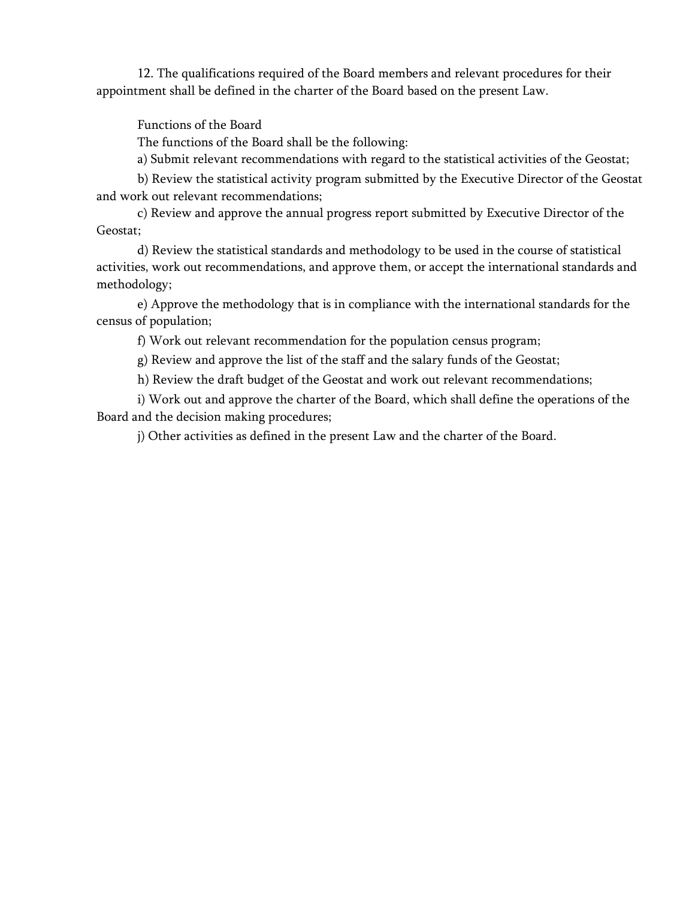12. The qualifications required of the Board members and relevant procedures for their appointment shall be defined in the charter of the Board based on the present Law.

Functions of the Board

The functions of the Board shall be the following:

a) Submit relevant recommendations with regard to the statistical activities of the Geostat;

b) Review the statistical activity program submitted by the Executive Director of the Geostat and work out relevant recommendations;

c) Review and approve the annual progress report submitted by Executive Director of the Geostat;

d) Review the statistical standards and methodology to be used in the course of statistical activities, work out recommendations, and approve them, or accept the international standards and methodology;

e) Approve the methodology that is in compliance with the international standards for the census of population;

f) Work out relevant recommendation for the population census program;

g) Review and approve the list of the staff and the salary funds of the Geostat;

h) Review the draft budget of the Geostat and work out relevant recommendations;

i) Work out and approve the charter of the Board, which shall define the operations of the Board and the decision making procedures;

j) Other activities as defined in the present Law and the charter of the Board.